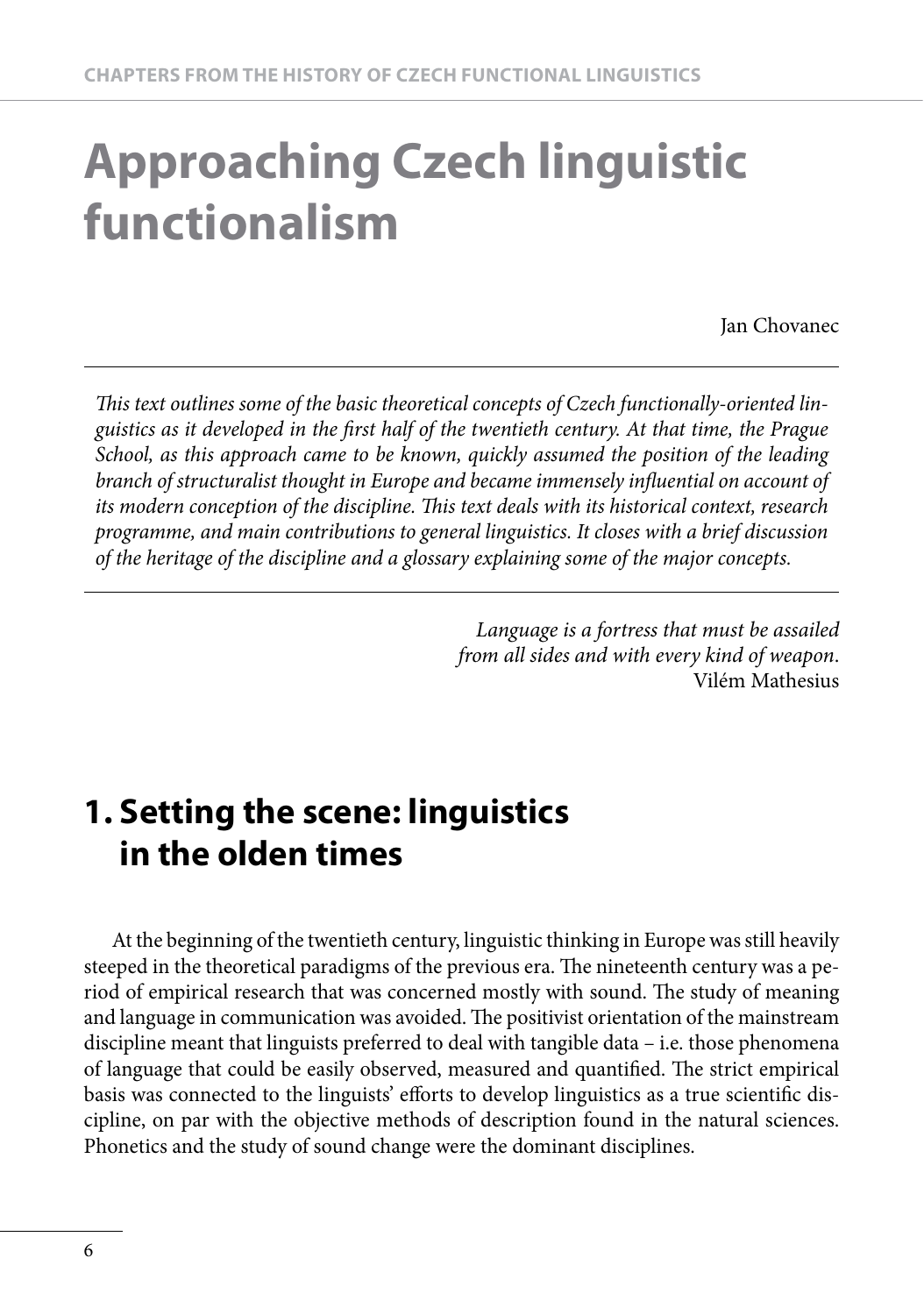# Approaching Czech linguistic functionalism

Jan Chovanec

---

*This text outlines some of the basic theoretical concepts of Czech functionally-oriented linguistics as it developed in the first half of the twentieth century. At that time, the Prague School, as this approach came to be known, quickly assumed the position of the leading branch of structuralist thought in Europe and became immensely influential on account of its modern conception of the discipline. This text deals with its historical context, research programme, and main contributions to general linguistics. It closes with a brief discussion of the heritage of the discipline and a glossary explaining some of the major concepts.*

---

*Language is a fortress that must be assailed from all sides and with every kind of weapon.*
Vilém Mathesius

## 1. Setting the scene: linguistics in the olden times

At the beginning of the twentieth century, linguistic thinking in Europe was still heavily steeped in the theoretical paradigms of the previous era. The nineteenth century was a period of empirical research that was concerned mostly with sound. The study of meaning and language in communication was avoided. The positivist orientation of the mainstream discipline meant that linguists preferred to deal with tangible data – i.e. those phenomena of language that could be easily observed, measured and quantified. The strict empirical basis was connected to the linguists' efforts to develop linguistics as a true scientific discipline, on par with the objective methods of description found in the natural sciences. Phonetics and the study of sound change were the dominant disciplines.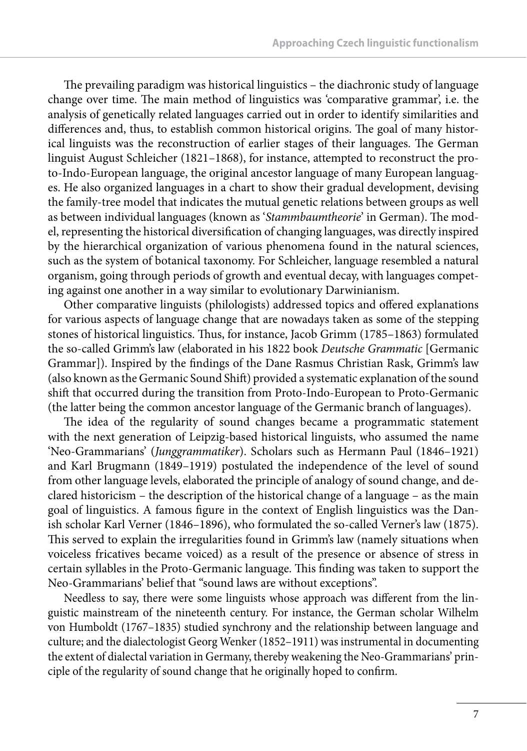The prevailing paradigm was historical linguistics – the diachronic study of language change over time. The main method of linguistics was 'comparative grammar', i.e. the analysis of genetically related languages carried out in order to identify similarities and differences and, thus, to establish common historical origins. The goal of many historical linguists was the reconstruction of earlier stages of their languages. The German linguist August Schleicher (1821–1868), for instance, attempted to reconstruct the proto-Indo-European language, the original ancestor language of many European languages. He also organized languages in a chart to show their gradual development, devising the family-tree model that indicates the mutual genetic relations between groups as well as between individual languages (known as '*Stammbaumtheorie*' in German). The model, representing the historical diversification of changing languages, was directly inspired by the hierarchical organization of various phenomena found in the natural sciences, such as the system of botanical taxonomy. For Schleicher, language resembled a natural organism, going through periods of growth and eventual decay, with languages competing against one another in a way similar to evolutionary Darwinianism.

Other comparative linguists (philologists) addressed topics and offered explanations for various aspects of language change that are nowadays taken as some of the stepping stones of historical linguistics. Thus, for instance, Jacob Grimm (1785–1863) formulated the so-called Grimm's law (elaborated in his 1822 book *Deutsche Grammatic* [Germanic Grammar]). Inspired by the findings of the Dane Rasmus Christian Rask, Grimm's law (also known as the Germanic Sound Shift) provided a systematic explanation of the sound shift that occurred during the transition from Proto-Indo-European to Proto-Germanic (the latter being the common ancestor language of the Germanic branch of languages).

The idea of the regularity of sound changes became a programmatic statement with the next generation of Leipzig-based historical linguists, who assumed the name 'Neo-Grammarians' (*Junggrammatiker*). Scholars such as Hermann Paul (1846–1921) and Karl Brugmann (1849–1919) postulated the independence of the level of sound from other language levels, elaborated the principle of analogy of sound change, and declared historicism – the description of the historical change of a language – as the main goal of linguistics. A famous figure in the context of English linguistics was the Danish scholar Karl Verner (1846–1896), who formulated the so-called Verner's law (1875). This served to explain the irregularities found in Grimm's law (namely situations when voiceless fricatives became voiced) as a result of the presence or absence of stress in certain syllables in the Proto-Germanic language. This finding was taken to support the Neo-Grammarians' belief that "sound laws are without exceptions".

Needless to say, there were some linguists whose approach was different from the linguistic mainstream of the nineteenth century. For instance, the German scholar Wilhelm von Humboldt (1767–1835) studied synchrony and the relationship between language and culture; and the dialectologist Georg Wenker (1852–1911) was instrumental in documenting the extent of dialectal variation in Germany, thereby weakening the Neo-Grammarians' principle of the regularity of sound change that he originally hoped to confirm.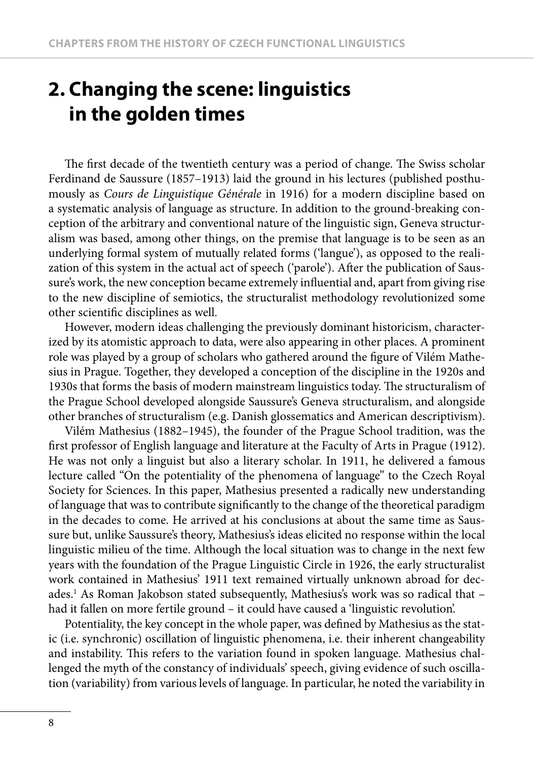# 2. Changing the scene: linguistics in the golden times

The first decade of the twentieth century was a period of change. The Swiss scholar Ferdinand de Saussure (1857–1913) laid the ground in his lectures (published posthumously as *Cours de Linguistique Générale* in 1916) for a modern discipline based on a systematic analysis of language as structure. In addition to the ground-breaking conception of the arbitrary and conventional nature of the linguistic sign, Geneva structuralism was based, among other things, on the premise that language is to be seen as an underlying formal system of mutually related forms ('langue'), as opposed to the realization of this system in the actual act of speech ('parole'). After the publication of Saussure's work, the new conception became extremely influential and, apart from giving rise to the new discipline of semiotics, the structuralist methodology revolutionized some other scientific disciplines as well.

However, modern ideas challenging the previously dominant historicism, characterized by its atomistic approach to data, were also appearing in other places. A prominent role was played by a group of scholars who gathered around the figure of Vilém Mathesius in Prague. Together, they developed a conception of the discipline in the 1920s and 1930s that forms the basis of modern mainstream linguistics today. The structuralism of the Prague School developed alongside Saussure's Geneva structuralism, and alongside other branches of structuralism (e.g. Danish glossematics and American descriptivism).

Vilém Mathesius (1882–1945), the founder of the Prague School tradition, was the first professor of English language and literature at the Faculty of Arts in Prague (1912). He was not only a linguist but also a literary scholar. In 1911, he delivered a famous lecture called "On the potentiality of the phenomena of language" to the Czech Royal Society for Sciences. In this paper, Mathesius presented a radically new understanding of language that was to contribute significantly to the change of the theoretical paradigm in the decades to come. He arrived at his conclusions at about the same time as Saussure but, unlike Saussure's theory, Mathesius's ideas elicited no response within the local linguistic milieu of the time. Although the local situation was to change in the next few years with the foundation of the Prague Linguistic Circle in 1926, the early structuralist work contained in Mathesius' 1911 text remained virtually unknown abroad for decades.[1] As Roman Jakobson stated subsequently, Mathesius's work was so radical that – had it fallen on more fertile ground – it could have caused a 'linguistic revolution'.

Potentiality, the key concept in the whole paper, was defined by Mathesius as the static (i.e. synchronic) oscillation of linguistic phenomena, i.e. their inherent changeability and instability. This refers to the variation found in spoken language. Mathesius challenged the myth of the constancy of individuals' speech, giving evidence of such oscillation (variability) from various levels of language. In particular, he noted the variability in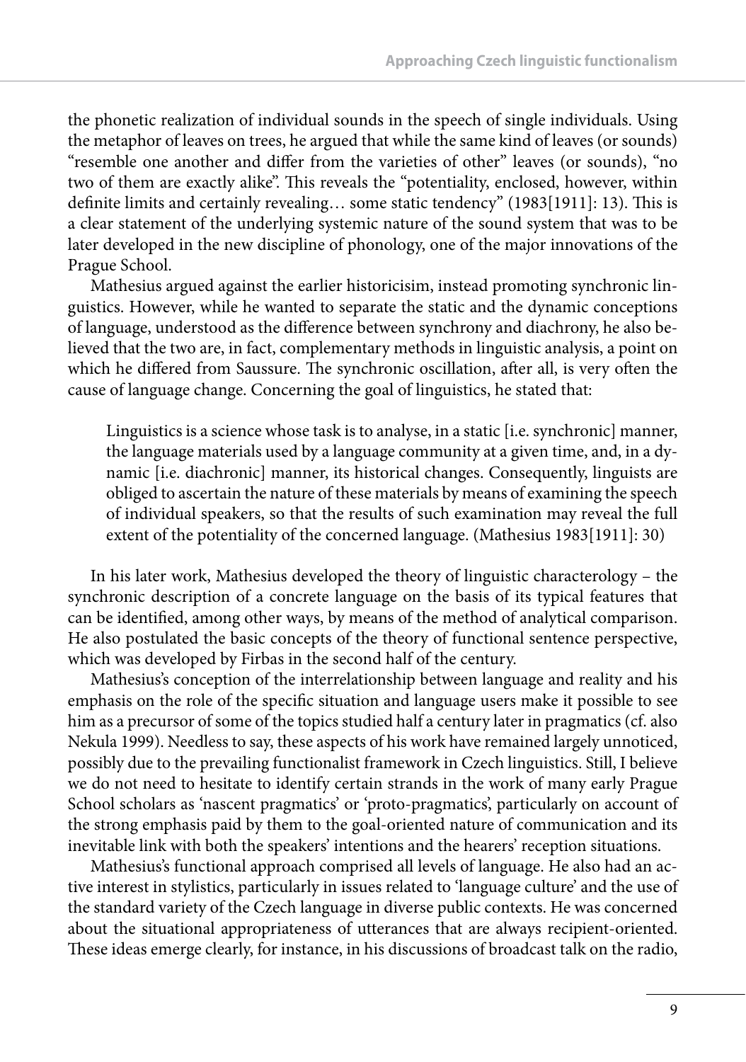the phonetic realization of individual sounds in the speech of single individuals. Using the metaphor of leaves on trees, he argued that while the same kind of leaves (or sounds) "resemble one another and differ from the varieties of other" leaves (or sounds), "no two of them are exactly alike". This reveals the "potentiality, enclosed, however, within definite limits and certainly revealing… some static tendency" (1983[1911]: 13). This is a clear statement of the underlying systemic nature of the sound system that was to be later developed in the new discipline of phonology, one of the major innovations of the Prague School.

Mathesius argued against the earlier historicisim, instead promoting synchronic linguistics. However, while he wanted to separate the static and the dynamic conceptions of language, understood as the difference between synchrony and diachrony, he also believed that the two are, in fact, complementary methods in linguistic analysis, a point on which he differed from Saussure. The synchronic oscillation, after all, is very often the cause of language change. Concerning the goal of linguistics, he stated that:

> Linguistics is a science whose task is to analyse, in a static [i.e. synchronic] manner, the language materials used by a language community at a given time, and, in a dynamic [i.e. diachronic] manner, its historical changes. Consequently, linguists are obliged to ascertain the nature of these materials by means of examining the speech of individual speakers, so that the results of such examination may reveal the full extent of the potentiality of the concerned language. (Mathesius 1983[1911]: 30)

In his later work, Mathesius developed the theory of linguistic characterology – the synchronic description of a concrete language on the basis of its typical features that can be identified, among other ways, by means of the method of analytical comparison. He also postulated the basic concepts of the theory of functional sentence perspective, which was developed by Firbas in the second half of the century.

Mathesius's conception of the interrelationship between language and reality and his emphasis on the role of the specific situation and language users make it possible to see him as a precursor of some of the topics studied half a century later in pragmatics (cf. also Nekula 1999). Needless to say, these aspects of his work have remained largely unnoticed, possibly due to the prevailing functionalist framework in Czech linguistics. Still, I believe we do not need to hesitate to identify certain strands in the work of many early Prague School scholars as 'nascent pragmatics' or 'proto-pragmatics', particularly on account of the strong emphasis paid by them to the goal-oriented nature of communication and its inevitable link with both the speakers' intentions and the hearers' reception situations.

Mathesius's functional approach comprised all levels of language. He also had an active interest in stylistics, particularly in issues related to 'language culture' and the use of the standard variety of the Czech language in diverse public contexts. He was concerned about the situational appropriateness of utterances that are always recipient-oriented. These ideas emerge clearly, for instance, in his discussions of broadcast talk on the radio,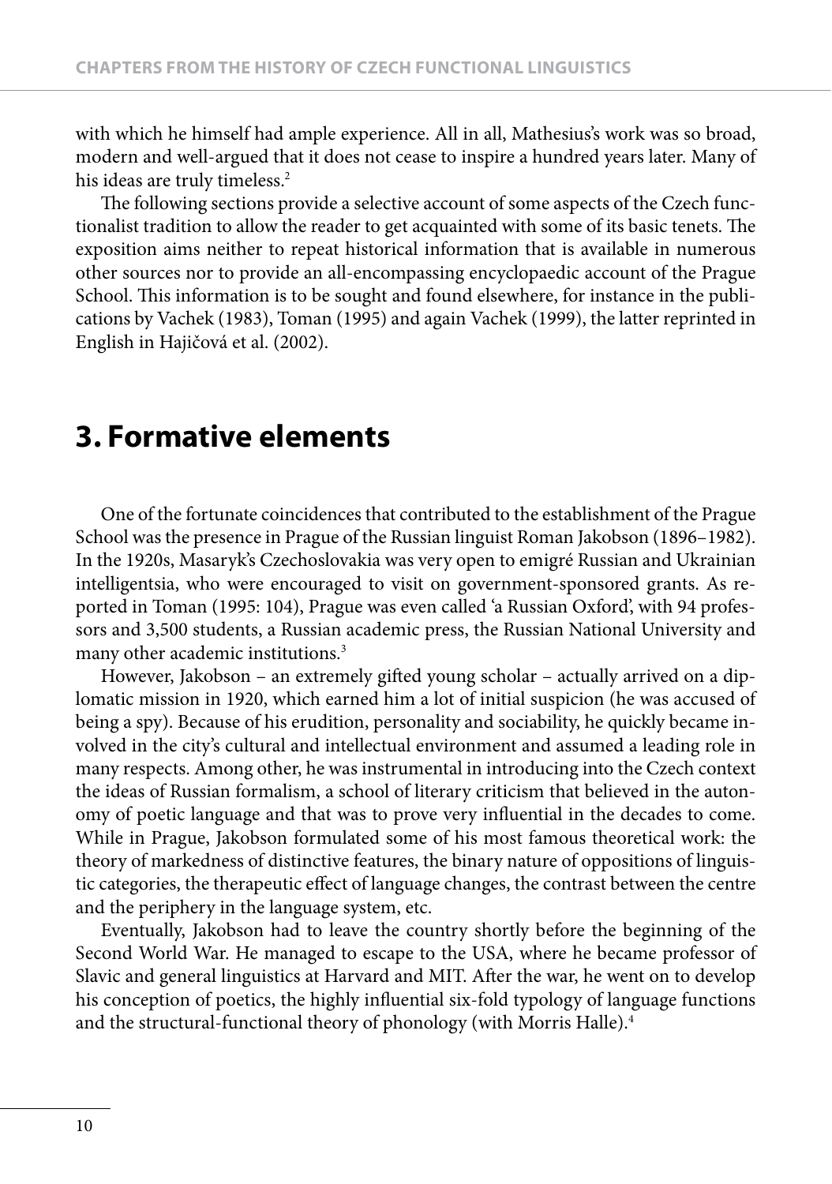with which he himself had ample experience. All in all, Mathesius's work was so broad, modern and well-argued that it does not cease to inspire a hundred years later. Many of his ideas are truly timeless.[2]

The following sections provide a selective account of some aspects of the Czech functionalist tradition to allow the reader to get acquainted with some of its basic tenets. The exposition aims neither to repeat historical information that is available in numerous other sources nor to provide an all-encompassing encyclopaedic account of the Prague School. This information is to be sought and found elsewhere, for instance in the publications by Vachek (1983), Toman (1995) and again Vachek (1999), the latter reprinted in English in Hajičová et al. (2002).

# 3. Formative elements

One of the fortunate coincidences that contributed to the establishment of the Prague School was the presence in Prague of the Russian linguist Roman Jakobson (1896–1982). In the 1920s, Masaryk's Czechoslovakia was very open to emigré Russian and Ukrainian intelligentsia, who were encouraged to visit on government-sponsored grants. As reported in Toman (1995: 104), Prague was even called 'a Russian Oxford', with 94 professors and 3,500 students, a Russian academic press, the Russian National University and many other academic institutions.[3]

However, Jakobson – an extremely gifted young scholar – actually arrived on a diplomatic mission in 1920, which earned him a lot of initial suspicion (he was accused of being a spy). Because of his erudition, personality and sociability, he quickly became involved in the city's cultural and intellectual environment and assumed a leading role in many respects. Among other, he was instrumental in introducing into the Czech context the ideas of Russian formalism, a school of literary criticism that believed in the autonomy of poetic language and that was to prove very influential in the decades to come. While in Prague, Jakobson formulated some of his most famous theoretical work: the theory of markedness of distinctive features, the binary nature of oppositions of linguistic categories, the therapeutic effect of language changes, the contrast between the centre and the periphery in the language system, etc.

Eventually, Jakobson had to leave the country shortly before the beginning of the Second World War. He managed to escape to the USA, where he became professor of Slavic and general linguistics at Harvard and MIT. After the war, he went on to develop his conception of poetics, the highly influential six-fold typology of language functions and the structural-functional theory of phonology (with Morris Halle).[4]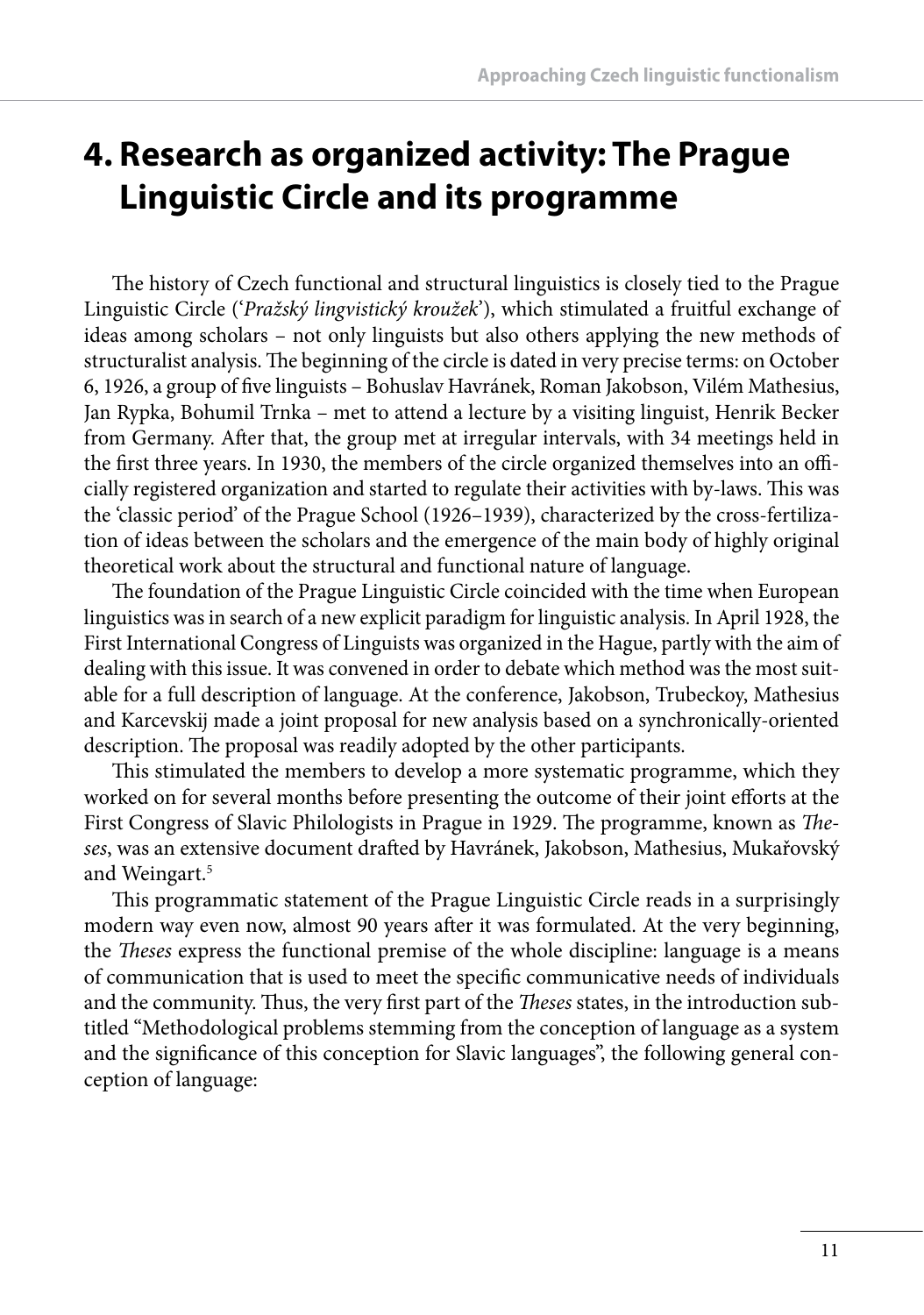# 4. Research as organized activity: The Prague Linguistic Circle and its programme

The history of Czech functional and structural linguistics is closely tied to the Prague Linguistic Circle ('*Pražský lingvistický kroužek*'), which stimulated a fruitful exchange of ideas among scholars – not only linguists but also others applying the new methods of structuralist analysis. The beginning of the circle is dated in very precise terms: on October 6, 1926, a group of five linguists – Bohuslav Havránek, Roman Jakobson, Vilém Mathesius, Jan Rypka, Bohumil Trnka – met to attend a lecture by a visiting linguist, Henrik Becker from Germany. After that, the group met at irregular intervals, with 34 meetings held in the first three years. In 1930, the members of the circle organized themselves into an officially registered organization and started to regulate their activities with by-laws. This was the 'classic period' of the Prague School (1926–1939), characterized by the cross-fertilization of ideas between the scholars and the emergence of the main body of highly original theoretical work about the structural and functional nature of language.

The foundation of the Prague Linguistic Circle coincided with the time when European linguistics was in search of a new explicit paradigm for linguistic analysis. In April 1928, the First International Congress of Linguists was organized in the Hague, partly with the aim of dealing with this issue. It was convened in order to debate which method was the most suitable for a full description of language. At the conference, Jakobson, Trubeckoy, Mathesius and Karcevskij made a joint proposal for new analysis based on a synchronically-oriented description. The proposal was readily adopted by the other participants.

This stimulated the members to develop a more systematic programme, which they worked on for several months before presenting the outcome of their joint efforts at the First Congress of Slavic Philologists in Prague in 1929. The programme, known as *Theses*, was an extensive document drafted by Havránek, Jakobson, Mathesius, Mukařovský and Weingart.[5]

This programmatic statement of the Prague Linguistic Circle reads in a surprisingly modern way even now, almost 90 years after it was formulated. At the very beginning, the *Theses* express the functional premise of the whole discipline: language is a means of communication that is used to meet the specific communicative needs of individuals and the community. Thus, the very first part of the *Theses* states, in the introduction subtitled "Methodological problems stemming from the conception of language as a system and the significance of this conception for Slavic languages", the following general conception of language: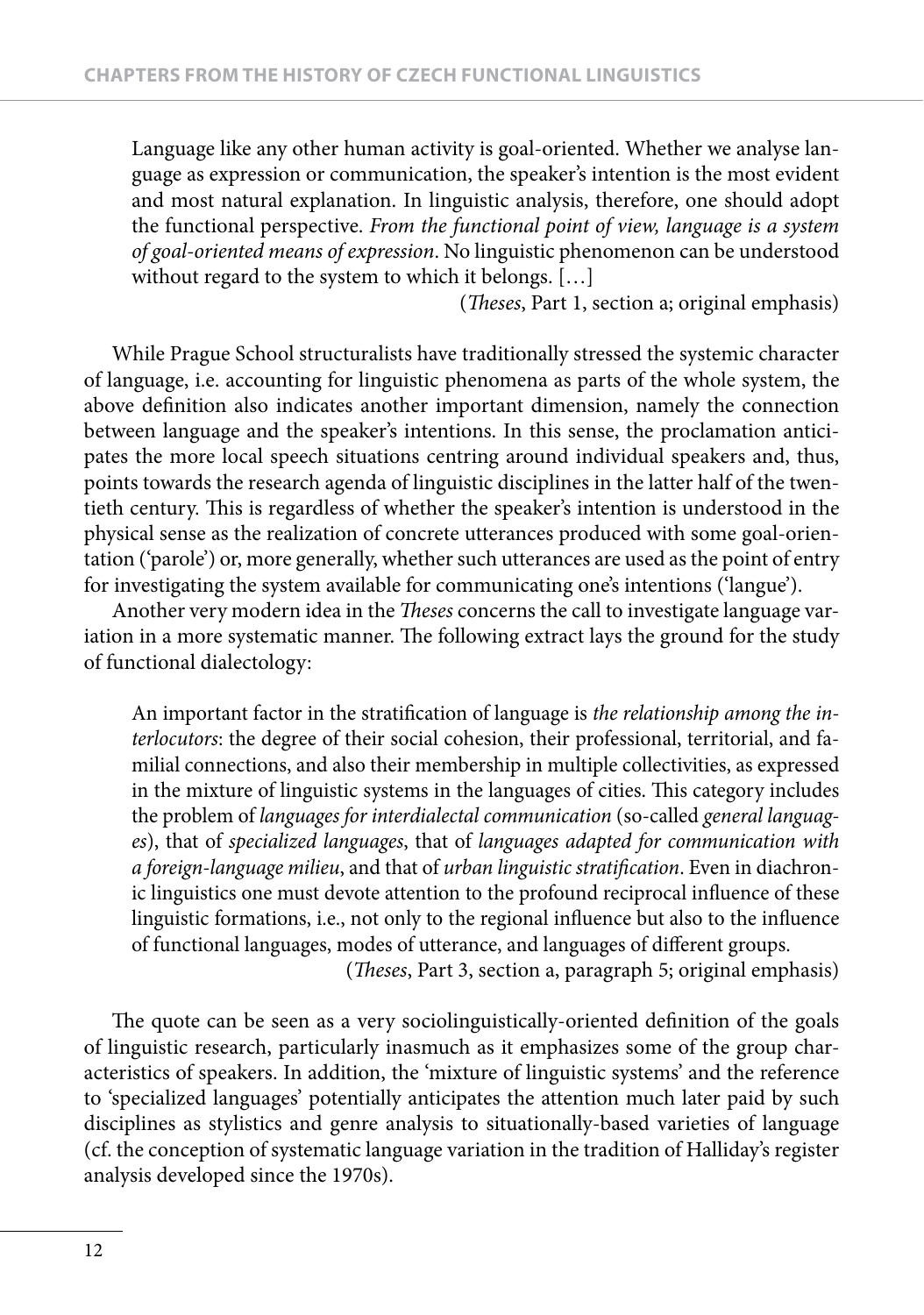> Language like any other human activity is goal-oriented. Whether we analyse language as expression or communication, the speaker's intention is the most evident and most natural explanation. In linguistic analysis, therefore, one should adopt the functional perspective. *From the functional point of view, language is a system of goal-oriented means of expression*. No linguistic phenomenon can be understood without regard to the system to which it belongs. […]
>
> (*Theses*, Part 1, section a; original emphasis)

While Prague School structuralists have traditionally stressed the systemic character of language, i.e. accounting for linguistic phenomena as parts of the whole system, the above definition also indicates another important dimension, namely the connection between language and the speaker's intentions. In this sense, the proclamation anticipates the more local speech situations centring around individual speakers and, thus, points towards the research agenda of linguistic disciplines in the latter half of the twentieth century. This is regardless of whether the speaker's intention is understood in the physical sense as the realization of concrete utterances produced with some goal-orientation ('parole') or, more generally, whether such utterances are used as the point of entry for investigating the system available for communicating one's intentions ('langue').

Another very modern idea in the *Theses* concerns the call to investigate language variation in a more systematic manner. The following extract lays the ground for the study of functional dialectology:

> An important factor in the stratification of language is *the relationship among the interlocutors*: the degree of their social cohesion, their professional, territorial, and familial connections, and also their membership in multiple collectivities, as expressed in the mixture of linguistic systems in the languages of cities. This category includes the problem of *languages for interdialectal communication* (so-called *general languages*), that of *specialized languages*, that of *languages adapted for communication with a foreign-language milieu*, and that of *urban linguistic stratification*. Even in diachronic linguistics one must devote attention to the profound reciprocal influence of these linguistic formations, i.e., not only to the regional influence but also to the influence of functional languages, modes of utterance, and languages of different groups.
>
> (*Theses*, Part 3, section a, paragraph 5; original emphasis)

The quote can be seen as a very sociolinguistically-oriented definition of the goals of linguistic research, particularly inasmuch as it emphasizes some of the group characteristics of speakers. In addition, the 'mixture of linguistic systems' and the reference to 'specialized languages' potentially anticipates the attention much later paid by such disciplines as stylistics and genre analysis to situationally-based varieties of language (cf. the conception of systematic language variation in the tradition of Halliday's register analysis developed since the 1970s).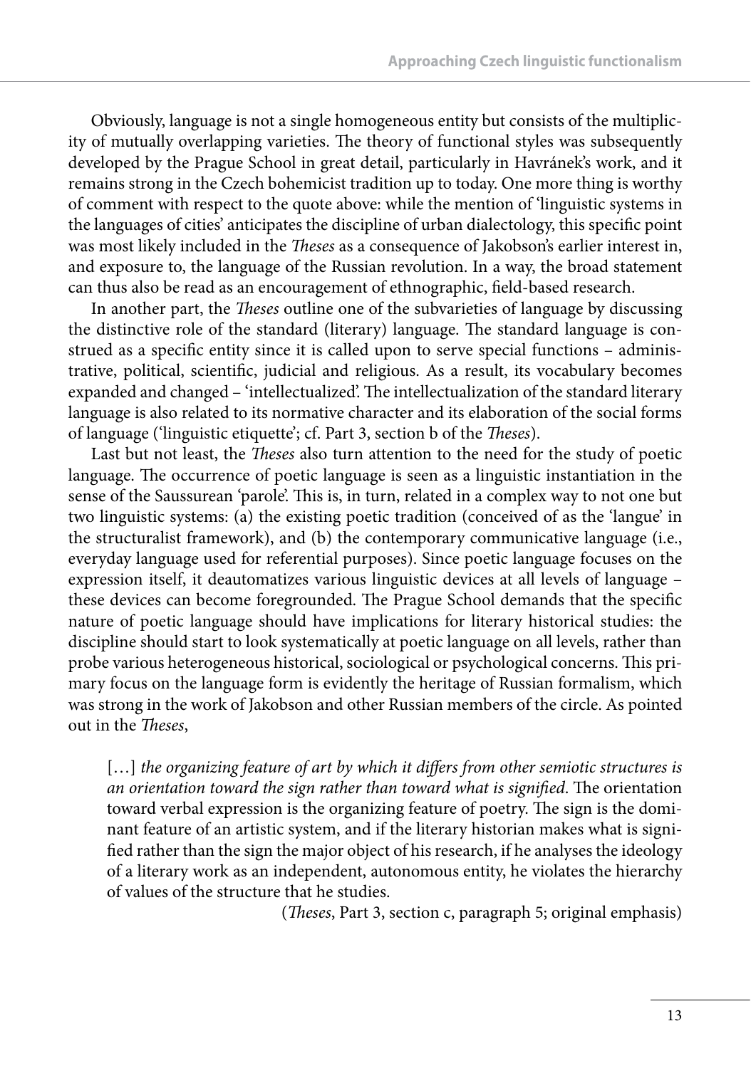Obviously, language is not a single homogeneous entity but consists of the multiplicity of mutually overlapping varieties. The theory of functional styles was subsequently developed by the Prague School in great detail, particularly in Havránek's work, and it remains strong in the Czech bohemicist tradition up to today. One more thing is worthy of comment with respect to the quote above: while the mention of 'linguistic systems in the languages of cities' anticipates the discipline of urban dialectology, this specific point was most likely included in the *Theses* as a consequence of Jakobson's earlier interest in, and exposure to, the language of the Russian revolution. In a way, the broad statement can thus also be read as an encouragement of ethnographic, field-based research.

In another part, the *Theses* outline one of the subvarieties of language by discussing the distinctive role of the standard (literary) language. The standard language is construed as a specific entity since it is called upon to serve special functions – administrative, political, scientific, judicial and religious. As a result, its vocabulary becomes expanded and changed – 'intellectualized'. The intellectualization of the standard literary language is also related to its normative character and its elaboration of the social forms of language ('linguistic etiquette'; cf. Part 3, section b of the *Theses*).

Last but not least, the *Theses* also turn attention to the need for the study of poetic language. The occurrence of poetic language is seen as a linguistic instantiation in the sense of the Saussurean 'parole'. This is, in turn, related in a complex way to not one but two linguistic systems: (a) the existing poetic tradition (conceived of as the 'langue' in the structuralist framework), and (b) the contemporary communicative language (i.e., everyday language used for referential purposes). Since poetic language focuses on the expression itself, it deautomatizes various linguistic devices at all levels of language – these devices can become foregrounded. The Prague School demands that the specific nature of poetic language should have implications for literary historical studies: the discipline should start to look systematically at poetic language on all levels, rather than probe various heterogeneous historical, sociological or psychological concerns. This primary focus on the language form is evidently the heritage of Russian formalism, which was strong in the work of Jakobson and other Russian members of the circle. As pointed out in the *Theses*,

> […] *the organizing feature of art by which it differs from other semiotic structures is an orientation toward the sign rather than toward what is signified*. The orientation toward verbal expression is the organizing feature of poetry. The sign is the dominant feature of an artistic system, and if the literary historian makes what is signified rather than the sign the major object of his research, if he analyses the ideology of a literary work as an independent, autonomous entity, he violates the hierarchy of values of the structure that he studies.
>
> (*Theses*, Part 3, section c, paragraph 5; original emphasis)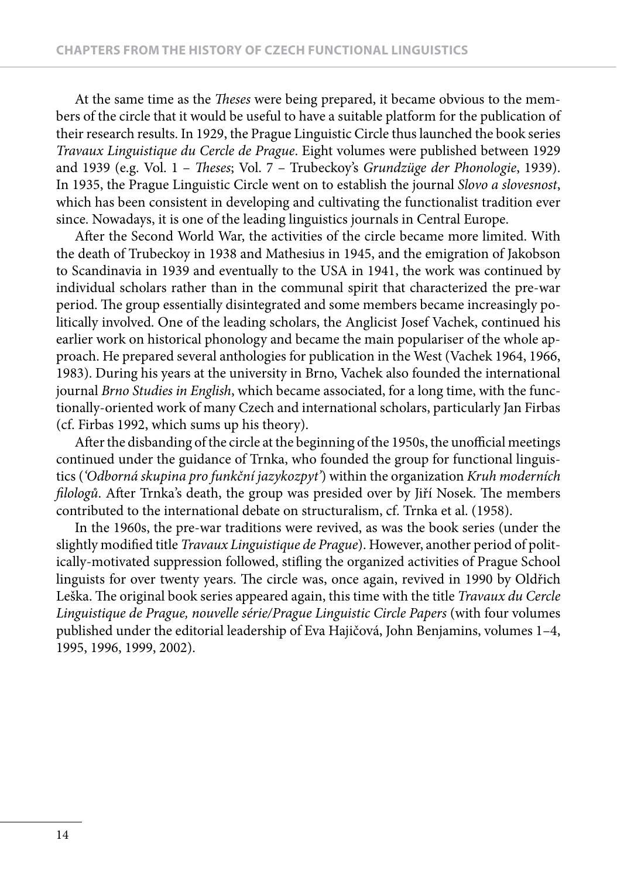At the same time as the *Theses* were being prepared, it became obvious to the members of the circle that it would be useful to have a suitable platform for the publication of their research results. In 1929, the Prague Linguistic Circle thus launched the book series *Travaux Linguistique du Cercle de Prague*. Eight volumes were published between 1929 and 1939 (e.g. Vol. 1 – *Theses*; Vol. 7 – Trubeckoy's *Grundzüge der Phonologie*, 1939). In 1935, the Prague Linguistic Circle went on to establish the journal *Slovo a slovesnost*, which has been consistent in developing and cultivating the functionalist tradition ever since. Nowadays, it is one of the leading linguistics journals in Central Europe.

After the Second World War, the activities of the circle became more limited. With the death of Trubeckoy in 1938 and Mathesius in 1945, and the emigration of Jakobson to Scandinavia in 1939 and eventually to the USA in 1941, the work was continued by individual scholars rather than in the communal spirit that characterized the pre-war period. The group essentially disintegrated and some members became increasingly politically involved. One of the leading scholars, the Anglicist Josef Vachek, continued his earlier work on historical phonology and became the main populariser of the whole approach. He prepared several anthologies for publication in the West (Vachek 1964, 1966, 1983). During his years at the university in Brno, Vachek also founded the international journal *Brno Studies in English*, which became associated, for a long time, with the functionally-oriented work of many Czech and international scholars, particularly Jan Firbas (cf. Firbas 1992, which sums up his theory).

After the disbanding of the circle at the beginning of the 1950s, the unofficial meetings continued under the guidance of Trnka, who founded the group for functional linguistics (*'Odborná skupina pro funkční jazykozpyt'*) within the organization *Kruh moderních filologů*. After Trnka's death, the group was presided over by Jiří Nosek. The members contributed to the international debate on structuralism, cf. Trnka et al. (1958).

In the 1960s, the pre-war traditions were revived, as was the book series (under the slightly modified title *Travaux Linguistique de Prague*). However, another period of politically-motivated suppression followed, stifling the organized activities of Prague School linguists for over twenty years. The circle was, once again, revived in 1990 by Oldřich Leška. The original book series appeared again, this time with the title *Travaux du Cercle Linguistique de Prague, nouvelle série/Prague Linguistic Circle Papers* (with four volumes published under the editorial leadership of Eva Hajičová, John Benjamins, volumes 1–4, 1995, 1996, 1999, 2002).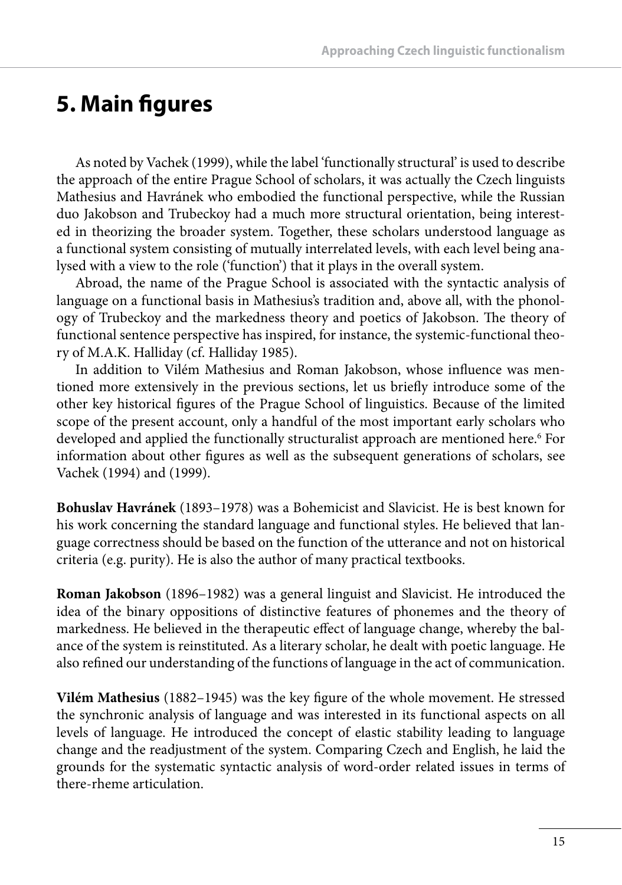# 5. Main figures

As noted by Vachek (1999), while the label 'functionally structural' is used to describe the approach of the entire Prague School of scholars, it was actually the Czech linguists Mathesius and Havránek who embodied the functional perspective, while the Russian duo Jakobson and Trubeckoy had a much more structural orientation, being interested in theorizing the broader system. Together, these scholars understood language as a functional system consisting of mutually interrelated levels, with each level being analysed with a view to the role ('function') that it plays in the overall system.

Abroad, the name of the Prague School is associated with the syntactic analysis of language on a functional basis in Mathesius's tradition and, above all, with the phonology of Trubeckoy and the markedness theory and poetics of Jakobson. The theory of functional sentence perspective has inspired, for instance, the systemic-functional theory of M.A.K. Halliday (cf. Halliday 1985).

In addition to Vilém Mathesius and Roman Jakobson, whose influence was mentioned more extensively in the previous sections, let us briefly introduce some of the other key historical figures of the Prague School of linguistics. Because of the limited scope of the present account, only a handful of the most important early scholars who developed and applied the functionally structuralist approach are mentioned here.[6] For information about other figures as well as the subsequent generations of scholars, see Vachek (1994) and (1999).

**Bohuslav Havránek** (1893–1978) was a Bohemicist and Slavicist. He is best known for his work concerning the standard language and functional styles. He believed that language correctness should be based on the function of the utterance and not on historical criteria (e.g. purity). He is also the author of many practical textbooks.

**Roman Jakobson** (1896–1982) was a general linguist and Slavicist. He introduced the idea of the binary oppositions of distinctive features of phonemes and the theory of markedness. He believed in the therapeutic effect of language change, whereby the balance of the system is reinstituted. As a literary scholar, he dealt with poetic language. He also refined our understanding of the functions of language in the act of communication.

**Vilém Mathesius** (1882–1945) was the key figure of the whole movement. He stressed the synchronic analysis of language and was interested in its functional aspects on all levels of language. He introduced the concept of elastic stability leading to language change and the readjustment of the system. Comparing Czech and English, he laid the grounds for the systematic syntactic analysis of word-order related issues in terms of there-rheme articulation.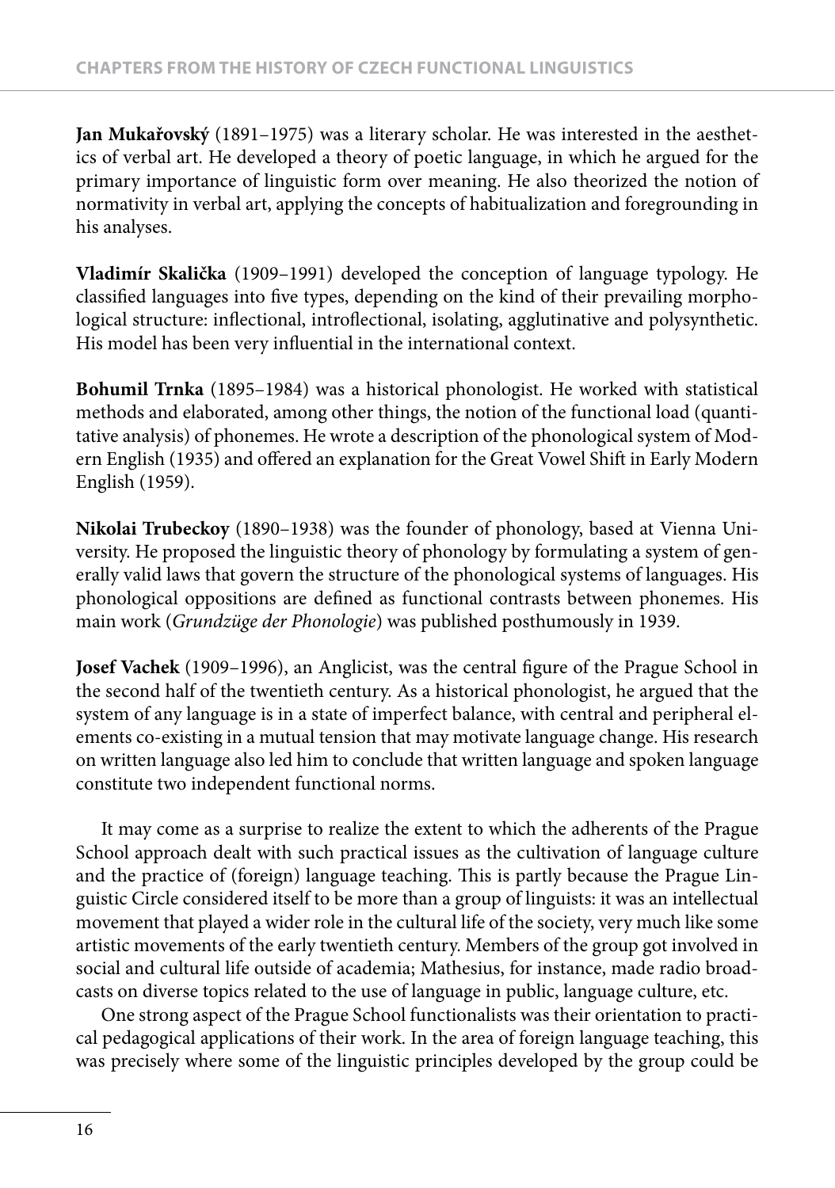**Jan Mukařovský** (1891–1975) was a literary scholar. He was interested in the aesthetics of verbal art. He developed a theory of poetic language, in which he argued for the primary importance of linguistic form over meaning. He also theorized the notion of normativity in verbal art, applying the concepts of habitualization and foregrounding in his analyses.

**Vladimír Skalička** (1909–1991) developed the conception of language typology. He classified languages into five types, depending on the kind of their prevailing morphological structure: inflectional, introflectional, isolating, agglutinative and polysynthetic. His model has been very influential in the international context.

**Bohumil Trnka** (1895–1984) was a historical phonologist. He worked with statistical methods and elaborated, among other things, the notion of the functional load (quantitative analysis) of phonemes. He wrote a description of the phonological system of Modern English (1935) and offered an explanation for the Great Vowel Shift in Early Modern English (1959).

**Nikolai Trubeckoy** (1890–1938) was the founder of phonology, based at Vienna University. He proposed the linguistic theory of phonology by formulating a system of generally valid laws that govern the structure of the phonological systems of languages. His phonological oppositions are defined as functional contrasts between phonemes. His main work (*Grundzüge der Phonologie*) was published posthumously in 1939.

**Josef Vachek** (1909–1996), an Anglicist, was the central figure of the Prague School in the second half of the twentieth century. As a historical phonologist, he argued that the system of any language is in a state of imperfect balance, with central and peripheral elements co-existing in a mutual tension that may motivate language change. His research on written language also led him to conclude that written language and spoken language constitute two independent functional norms.

It may come as a surprise to realize the extent to which the adherents of the Prague School approach dealt with such practical issues as the cultivation of language culture and the practice of (foreign) language teaching. This is partly because the Prague Linguistic Circle considered itself to be more than a group of linguists: it was an intellectual movement that played a wider role in the cultural life of the society, very much like some artistic movements of the early twentieth century. Members of the group got involved in social and cultural life outside of academia; Mathesius, for instance, made radio broadcasts on diverse topics related to the use of language in public, language culture, etc.

One strong aspect of the Prague School functionalists was their orientation to practical pedagogical applications of their work. In the area of foreign language teaching, this was precisely where some of the linguistic principles developed by the group could be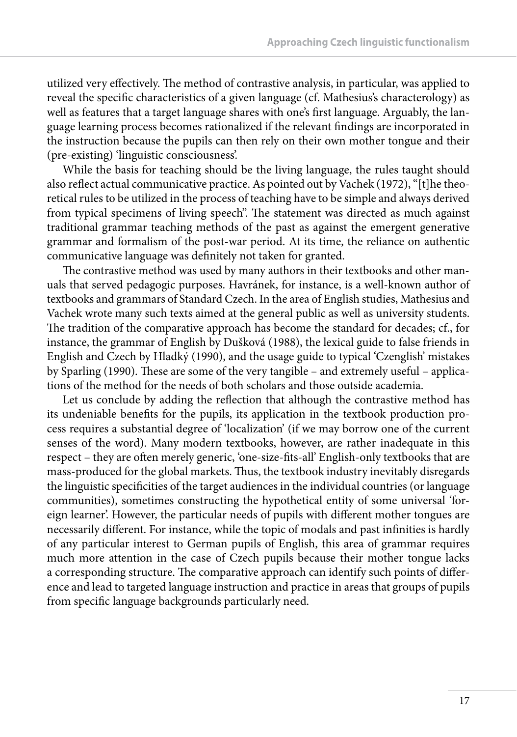utilized very effectively. The method of contrastive analysis, in particular, was applied to reveal the specific characteristics of a given language (cf. Mathesius's characterology) as well as features that a target language shares with one's first language. Arguably, the language learning process becomes rationalized if the relevant findings are incorporated in the instruction because the pupils can then rely on their own mother tongue and their (pre-existing) 'linguistic consciousness'.

While the basis for teaching should be the living language, the rules taught should also reflect actual communicative practice. As pointed out by Vachek (1972), "[t]he theoretical rules to be utilized in the process of teaching have to be simple and always derived from typical specimens of living speech". The statement was directed as much against traditional grammar teaching methods of the past as against the emergent generative grammar and formalism of the post-war period. At its time, the reliance on authentic communicative language was definitely not taken for granted.

The contrastive method was used by many authors in their textbooks and other manuals that served pedagogic purposes. Havránek, for instance, is a well-known author of textbooks and grammars of Standard Czech. In the area of English studies, Mathesius and Vachek wrote many such texts aimed at the general public as well as university students. The tradition of the comparative approach has become the standard for decades; cf., for instance, the grammar of English by Dušková (1988), the lexical guide to false friends in English and Czech by Hladký (1990), and the usage guide to typical 'Czenglish' mistakes by Sparling (1990). These are some of the very tangible – and extremely useful – applications of the method for the needs of both scholars and those outside academia.

Let us conclude by adding the reflection that although the contrastive method has its undeniable benefits for the pupils, its application in the textbook production process requires a substantial degree of 'localization' (if we may borrow one of the current senses of the word). Many modern textbooks, however, are rather inadequate in this respect – they are often merely generic, 'one-size-fits-all' English-only textbooks that are mass-produced for the global markets. Thus, the textbook industry inevitably disregards the linguistic specificities of the target audiences in the individual countries (or language communities), sometimes constructing the hypothetical entity of some universal 'foreign learner'. However, the particular needs of pupils with different mother tongues are necessarily different. For instance, while the topic of modals and past infinities is hardly of any particular interest to German pupils of English, this area of grammar requires much more attention in the case of Czech pupils because their mother tongue lacks a corresponding structure. The comparative approach can identify such points of difference and lead to targeted language instruction and practice in areas that groups of pupils from specific language backgrounds particularly need.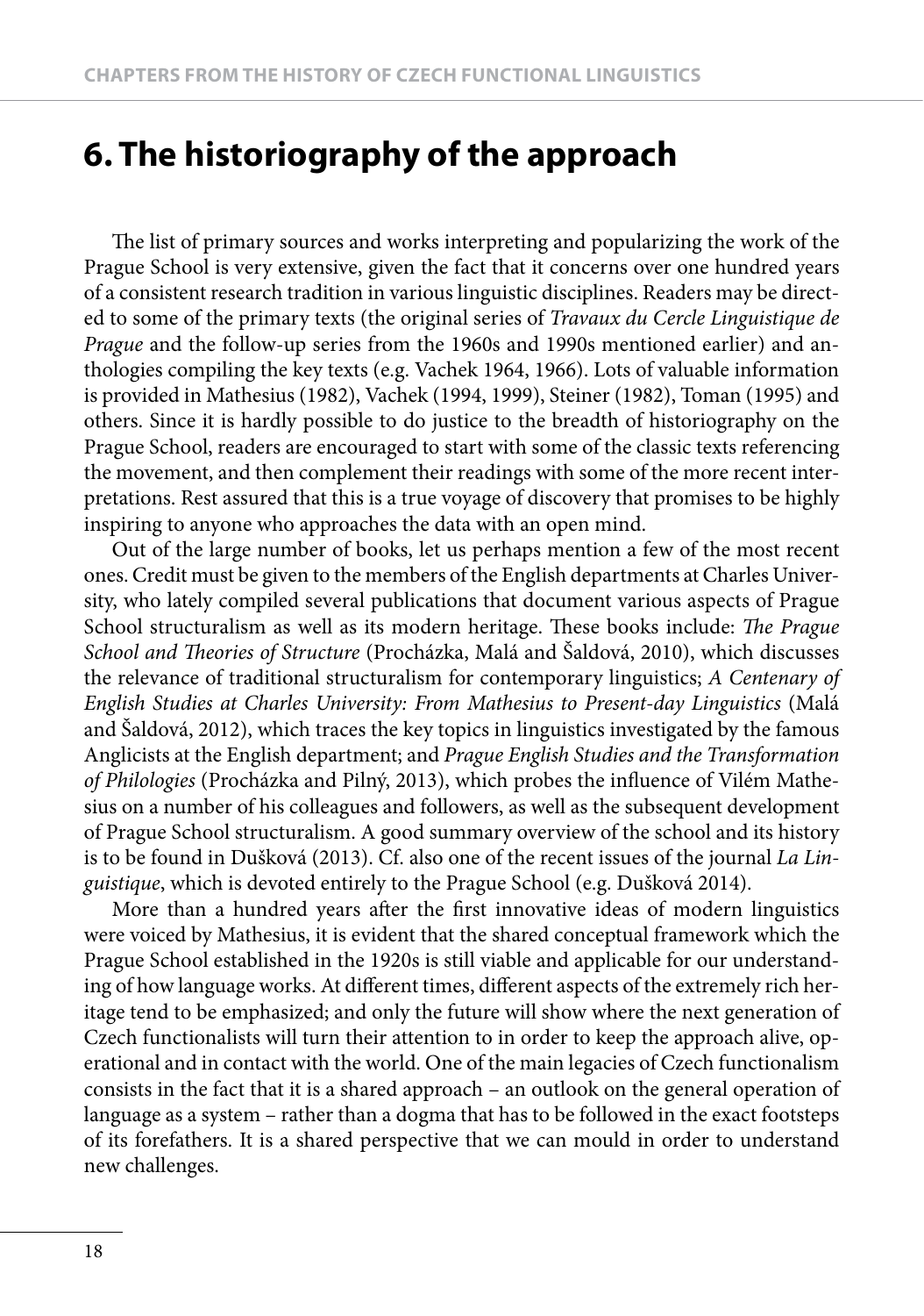# 6. The historiography of the approach

The list of primary sources and works interpreting and popularizing the work of the Prague School is very extensive, given the fact that it concerns over one hundred years of a consistent research tradition in various linguistic disciplines. Readers may be directed to some of the primary texts (the original series of *Travaux du Cercle Linguistique de Prague* and the follow-up series from the 1960s and 1990s mentioned earlier) and anthologies compiling the key texts (e.g. Vachek 1964, 1966). Lots of valuable information is provided in Mathesius (1982), Vachek (1994, 1999), Steiner (1982), Toman (1995) and others. Since it is hardly possible to do justice to the breadth of historiography on the Prague School, readers are encouraged to start with some of the classic texts referencing the movement, and then complement their readings with some of the more recent interpretations. Rest assured that this is a true voyage of discovery that promises to be highly inspiring to anyone who approaches the data with an open mind.

Out of the large number of books, let us perhaps mention a few of the most recent ones. Credit must be given to the members of the English departments at Charles University, who lately compiled several publications that document various aspects of Prague School structuralism as well as its modern heritage. These books include: *The Prague School and Theories of Structure* (Procházka, Malá and Šaldová, 2010), which discusses the relevance of traditional structuralism for contemporary linguistics; *A Centenary of English Studies at Charles University: From Mathesius to Present-day Linguistics* (Malá and Šaldová, 2012), which traces the key topics in linguistics investigated by the famous Anglicists at the English department; and *Prague English Studies and the Transformation of Philologies* (Procházka and Pilný, 2013), which probes the influence of Vilém Mathesius on a number of his colleagues and followers, as well as the subsequent development of Prague School structuralism. A good summary overview of the school and its history is to be found in Dušková (2013). Cf. also one of the recent issues of the journal *La Linguistique*, which is devoted entirely to the Prague School (e.g. Dušková 2014).

More than a hundred years after the first innovative ideas of modern linguistics were voiced by Mathesius, it is evident that the shared conceptual framework which the Prague School established in the 1920s is still viable and applicable for our understanding of how language works. At different times, different aspects of the extremely rich heritage tend to be emphasized; and only the future will show where the next generation of Czech functionalists will turn their attention to in order to keep the approach alive, operational and in contact with the world. One of the main legacies of Czech functionalism consists in the fact that it is a shared approach – an outlook on the general operation of language as a system – rather than a dogma that has to be followed in the exact footsteps of its forefathers. It is a shared perspective that we can mould in order to understand new challenges.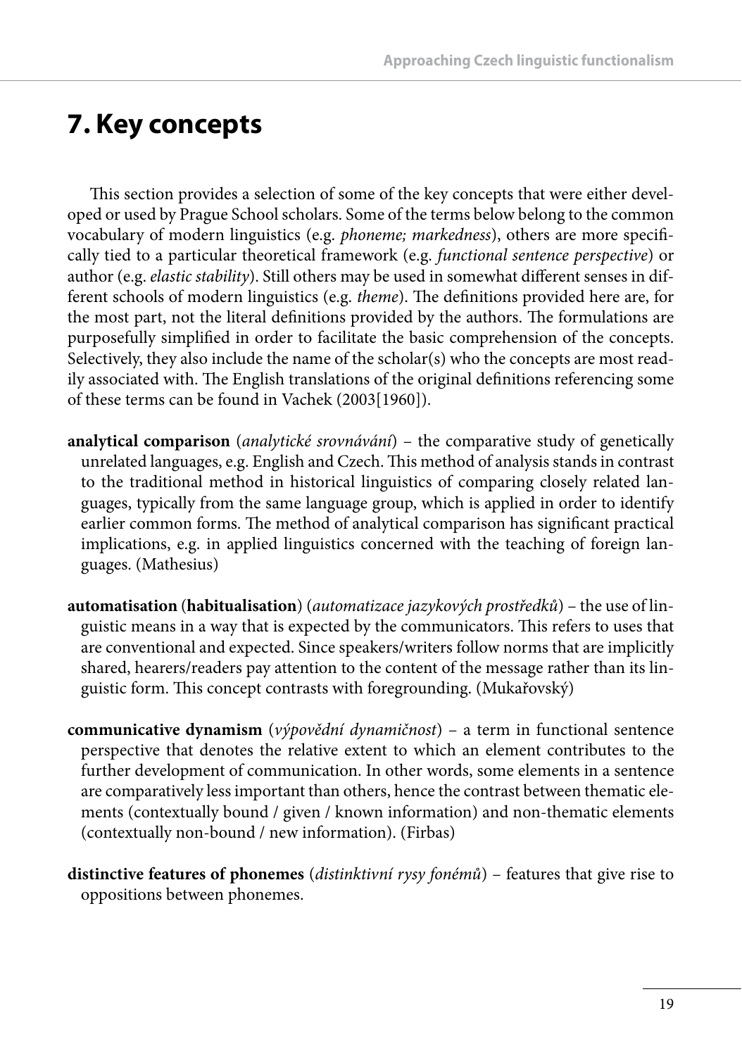# 7. Key concepts

This section provides a selection of some of the key concepts that were either developed or used by Prague School scholars. Some of the terms below belong to the common vocabulary of modern linguistics (e.g. *phoneme; markedness*), others are more specifically tied to a particular theoretical framework (e.g. *functional sentence perspective*) or author (e.g. *elastic stability*). Still others may be used in somewhat different senses in different schools of modern linguistics (e.g. *theme*). The definitions provided here are, for the most part, not the literal definitions provided by the authors. The formulations are purposefully simplified in order to facilitate the basic comprehension of the concepts. Selectively, they also include the name of the scholar(s) who the concepts are most readily associated with. The English translations of the original definitions referencing some of these terms can be found in Vachek (2003[1960]).

**analytical comparison** (*analytické srovnávání*) – the comparative study of genetically unrelated languages, e.g. English and Czech. This method of analysis stands in contrast to the traditional method in historical linguistics of comparing closely related languages, typically from the same language group, which is applied in order to identify earlier common forms. The method of analytical comparison has significant practical implications, e.g. in applied linguistics concerned with the teaching of foreign languages. (Mathesius)

**automatisation** (**habitualisation**) (*automatizace jazykových prostředků*) – the use of linguistic means in a way that is expected by the communicators. This refers to uses that are conventional and expected. Since speakers/writers follow norms that are implicitly shared, hearers/readers pay attention to the content of the message rather than its linguistic form. This concept contrasts with foregrounding. (Mukařovský)

**communicative dynamism** (*výpovědní dynamičnost*) – a term in functional sentence perspective that denotes the relative extent to which an element contributes to the further development of communication. In other words, some elements in a sentence are comparatively less important than others, hence the contrast between thematic elements (contextually bound / given / known information) and non-thematic elements (contextually non-bound / new information). (Firbas)

**distinctive features of phonemes** (*distinktivní rysy fonémů*) – features that give rise to oppositions between phonemes.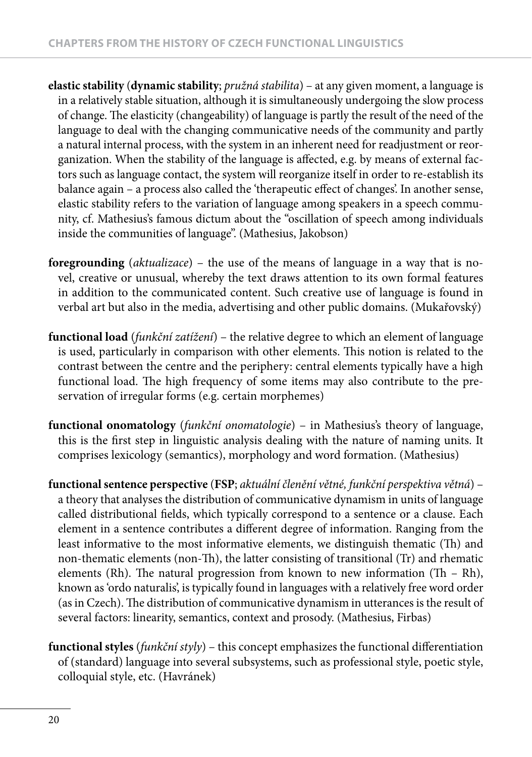**elastic stability** (**dynamic stability**; *pružná stabilita*) – at any given moment, a language is in a relatively stable situation, although it is simultaneously undergoing the slow process of change. The elasticity (changeability) of language is partly the result of the need of the language to deal with the changing communicative needs of the community and partly a natural internal process, with the system in an inherent need for readjustment or reorganization. When the stability of the language is affected, e.g. by means of external factors such as language contact, the system will reorganize itself in order to re-establish its balance again – a process also called the 'therapeutic effect of changes'. In another sense, elastic stability refers to the variation of language among speakers in a speech community, cf. Mathesius's famous dictum about the "oscillation of speech among individuals inside the communities of language". (Mathesius, Jakobson)

**foregrounding** (*aktualizace*) – the use of the means of language in a way that is novel, creative or unusual, whereby the text draws attention to its own formal features in addition to the communicated content. Such creative use of language is found in verbal art but also in the media, advertising and other public domains. (Mukařovský)

**functional load** (*funkční zatížení*) – the relative degree to which an element of language is used, particularly in comparison with other elements. This notion is related to the contrast between the centre and the periphery: central elements typically have a high functional load. The high frequency of some items may also contribute to the preservation of irregular forms (e.g. certain morphemes)

**functional onomatology** (*funkční onomatologie*) – in Mathesius's theory of language, this is the first step in linguistic analysis dealing with the nature of naming units. It comprises lexicology (semantics), morphology and word formation. (Mathesius)

**functional sentence perspective** (**FSP**; *aktuální členění větné, funkční perspektiva větná*) – a theory that analyses the distribution of communicative dynamism in units of language called distributional fields, which typically correspond to a sentence or a clause. Each element in a sentence contributes a different degree of information. Ranging from the least informative to the most informative elements, we distinguish thematic (Th) and non-thematic elements (non-Th), the latter consisting of transitional (Tr) and rhematic elements (Rh). The natural progression from known to new information (Th – Rh), known as 'ordo naturalis', is typically found in languages with a relatively free word order (as in Czech). The distribution of communicative dynamism in utterances is the result of several factors: linearity, semantics, context and prosody. (Mathesius, Firbas)

**functional styles** (*funkční styly*) – this concept emphasizes the functional differentiation of (standard) language into several subsystems, such as professional style, poetic style, colloquial style, etc. (Havránek)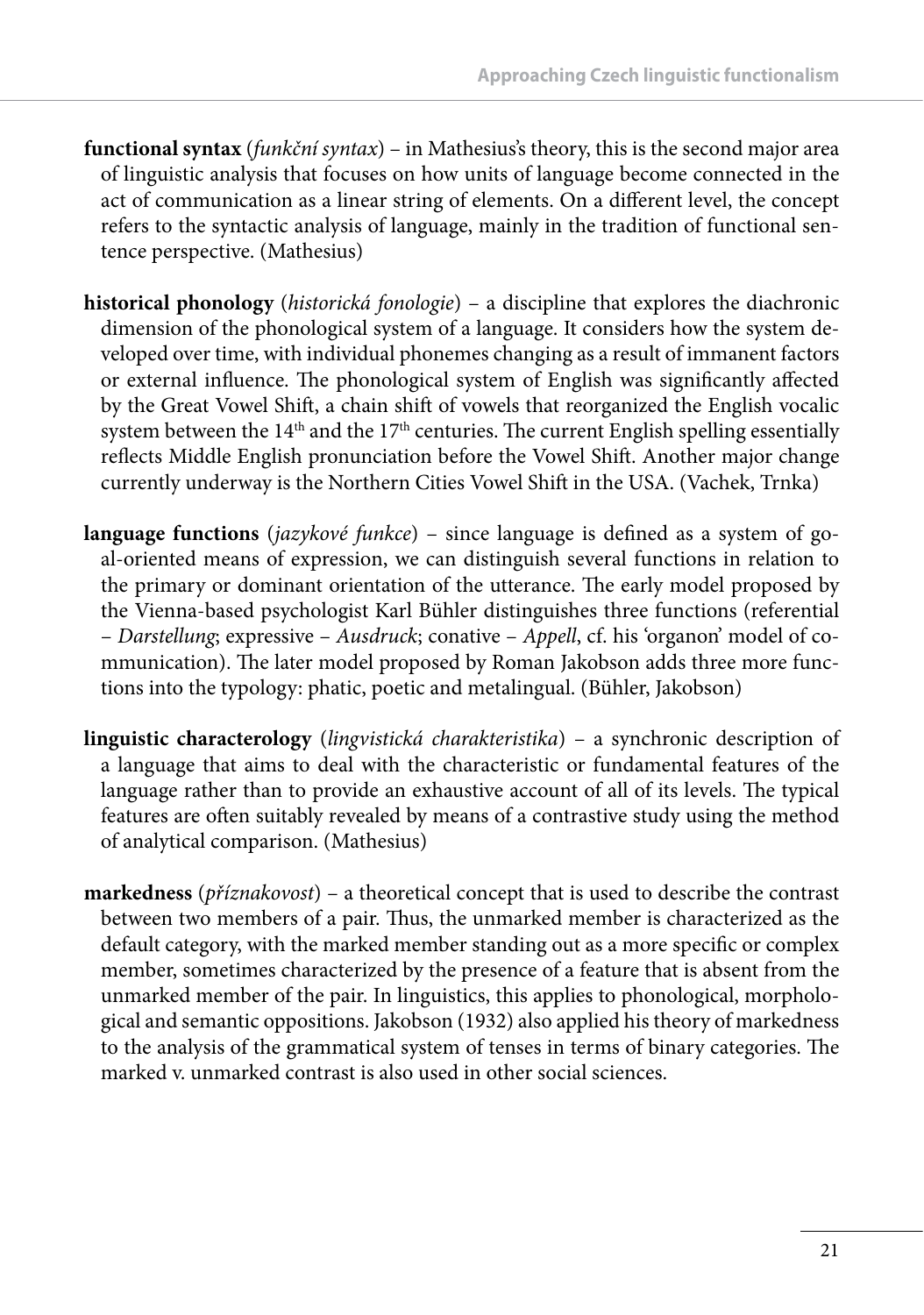**functional syntax** (*funkční syntax*) – in Mathesius's theory, this is the second major area of linguistic analysis that focuses on how units of language become connected in the act of communication as a linear string of elements. On a different level, the concept refers to the syntactic analysis of language, mainly in the tradition of functional sentence perspective. (Mathesius)

**historical phonology** (*historická fonologie*) – a discipline that explores the diachronic dimension of the phonological system of a language. It considers how the system developed over time, with individual phonemes changing as a result of immanent factors or external influence. The phonological system of English was significantly affected by the Great Vowel Shift, a chain shift of vowels that reorganized the English vocalic system between the 14th and the 17th centuries. The current English spelling essentially reflects Middle English pronunciation before the Vowel Shift. Another major change currently underway is the Northern Cities Vowel Shift in the USA. (Vachek, Trnka)

**language functions** (*jazykové funkce*) – since language is defined as a system of goal-oriented means of expression, we can distinguish several functions in relation to the primary or dominant orientation of the utterance. The early model proposed by the Vienna-based psychologist Karl Bühler distinguishes three functions (referential – *Darstellung*; expressive – *Ausdruck*; conative – *Appell*, cf. his 'organon' model of communication). The later model proposed by Roman Jakobson adds three more functions into the typology: phatic, poetic and metalingual. (Bühler, Jakobson)

**linguistic characterology** (*lingvistická charakteristika*) – a synchronic description of a language that aims to deal with the characteristic or fundamental features of the language rather than to provide an exhaustive account of all of its levels. The typical features are often suitably revealed by means of a contrastive study using the method of analytical comparison. (Mathesius)

**markedness** (*příznakovost*) – a theoretical concept that is used to describe the contrast between two members of a pair. Thus, the unmarked member is characterized as the default category, with the marked member standing out as a more specific or complex member, sometimes characterized by the presence of a feature that is absent from the unmarked member of the pair. In linguistics, this applies to phonological, morphological and semantic oppositions. Jakobson (1932) also applied his theory of markedness to the analysis of the grammatical system of tenses in terms of binary categories. The marked v. unmarked contrast is also used in other social sciences.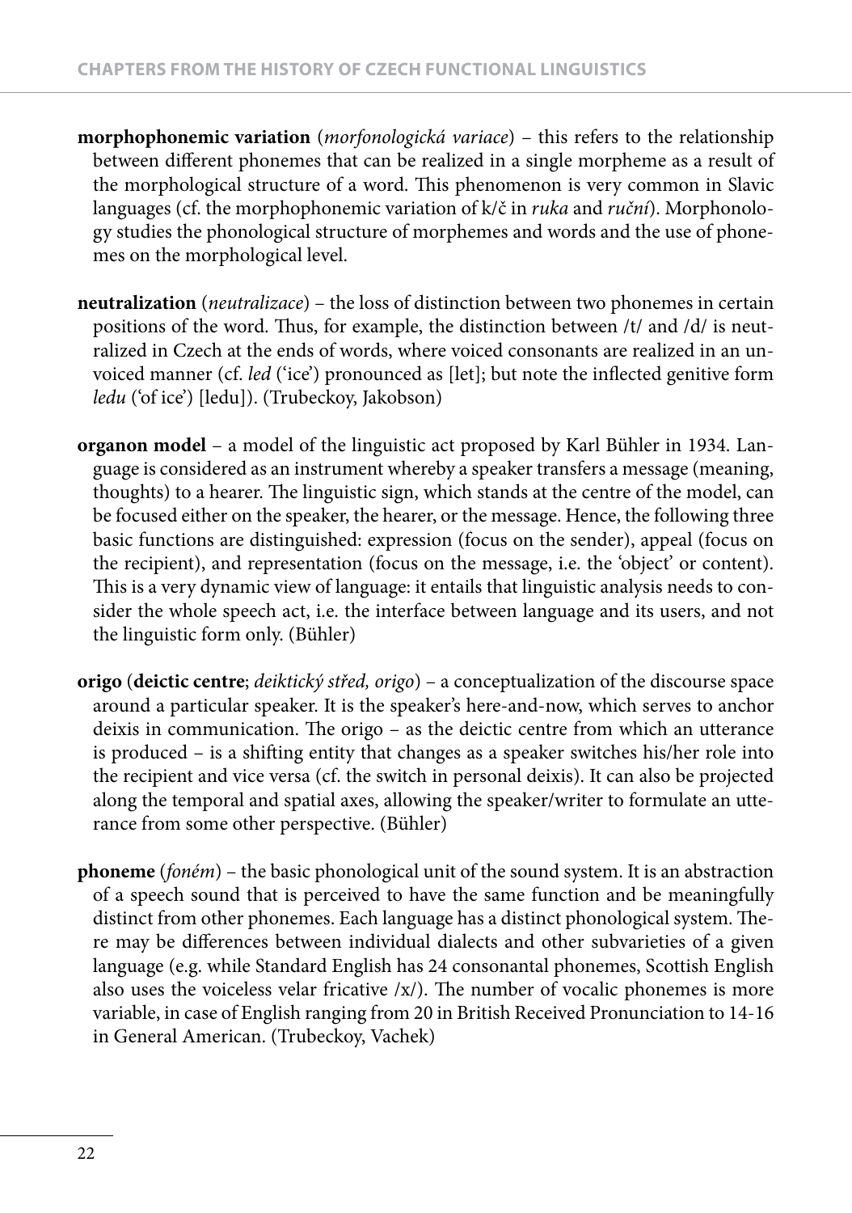**morphophonemic variation** (*morfonologická variace*) – this refers to the relationship between different phonemes that can be realized in a single morpheme as a result of the morphological structure of a word. This phenomenon is very common in Slavic languages (cf. the morphophonemic variation of k/č in *ruka* and *ruční*). Morphonology studies the phonological structure of morphemes and words and the use of phonemes on the morphological level.

**neutralization** (*neutralizace*) – the loss of distinction between two phonemes in certain positions of the word. Thus, for example, the distinction between /t/ and /d/ is neutralized in Czech at the ends of words, where voiced consonants are realized in an unvoiced manner (cf. *led* ('ice') pronounced as [let]; but note the inflected genitive form *ledu* ('of ice') [ledu]). (Trubeckoy, Jakobson)

**organon model** – a model of the linguistic act proposed by Karl Bühler in 1934. Language is considered as an instrument whereby a speaker transfers a message (meaning, thoughts) to a hearer. The linguistic sign, which stands at the centre of the model, can be focused either on the speaker, the hearer, or the message. Hence, the following three basic functions are distinguished: expression (focus on the sender), appeal (focus on the recipient), and representation (focus on the message, i.e. the 'object' or content). This is a very dynamic view of language: it entails that linguistic analysis needs to consider the whole speech act, i.e. the interface between language and its users, and not the linguistic form only. (Bühler)

**origo** (**deictic centre**; *deiktický střed, origo*) – a conceptualization of the discourse space around a particular speaker. It is the speaker's here-and-now, which serves to anchor deixis in communication. The origo – as the deictic centre from which an utterance is produced – is a shifting entity that changes as a speaker switches his/her role into the recipient and vice versa (cf. the switch in personal deixis). It can also be projected along the temporal and spatial axes, allowing the speaker/writer to formulate an utterance from some other perspective. (Bühler)

**phoneme** (*foném*) – the basic phonological unit of the sound system. It is an abstraction of a speech sound that is perceived to have the same function and be meaningfully distinct from other phonemes. Each language has a distinct phonological system. There may be differences between individual dialects and other subvarieties of a given language (e.g. while Standard English has 24 consonantal phonemes, Scottish English also uses the voiceless velar fricative /x/). The number of vocalic phonemes is more variable, in case of English ranging from 20 in British Received Pronunciation to 14-16 in General American. (Trubeckoy, Vachek)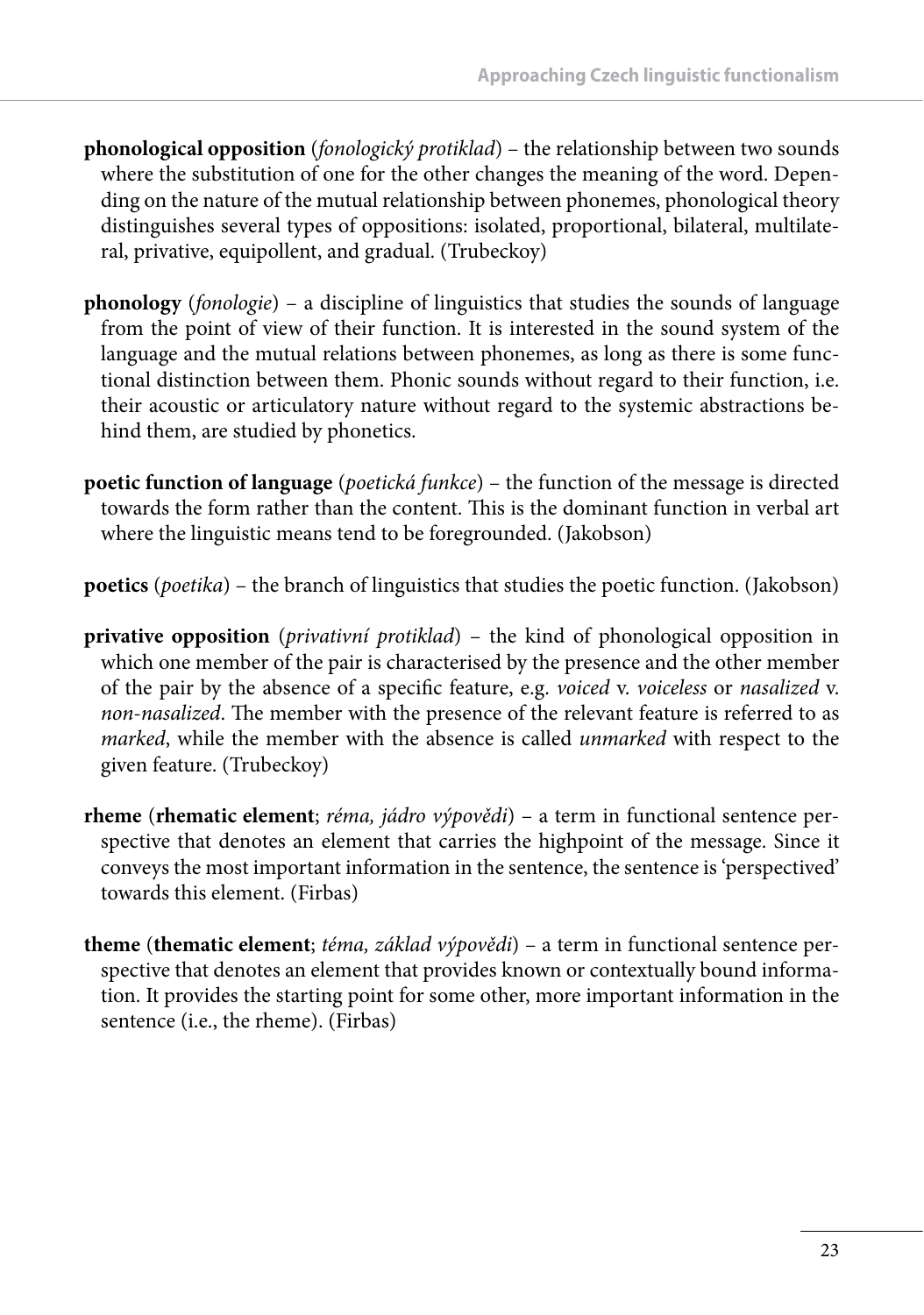**phonological opposition** (*fonologický protiklad*) – the relationship between two sounds where the substitution of one for the other changes the meaning of the word. Depending on the nature of the mutual relationship between phonemes, phonological theory distinguishes several types of oppositions: isolated, proportional, bilateral, multilateral, privative, equipollent, and gradual. (Trubeckoy)

**phonology** (*fonologie*) – a discipline of linguistics that studies the sounds of language from the point of view of their function. It is interested in the sound system of the language and the mutual relations between phonemes, as long as there is some functional distinction between them. Phonic sounds without regard to their function, i.e. their acoustic or articulatory nature without regard to the systemic abstractions behind them, are studied by phonetics.

**poetic function of language** (*poetická funkce*) – the function of the message is directed towards the form rather than the content. This is the dominant function in verbal art where the linguistic means tend to be foregrounded. (Jakobson)

**poetics** (*poetika*) – the branch of linguistics that studies the poetic function. (Jakobson)

**privative opposition** (*privativní protiklad*) – the kind of phonological opposition in which one member of the pair is characterised by the presence and the other member of the pair by the absence of a specific feature, e.g. *voiced* v. *voiceless* or *nasalized* v. *non-nasalized*. The member with the presence of the relevant feature is referred to as *marked*, while the member with the absence is called *unmarked* with respect to the given feature. (Trubeckoy)

**rheme** (**rhematic element**; *réma, jádro výpovědi*) – a term in functional sentence perspective that denotes an element that carries the highpoint of the message. Since it conveys the most important information in the sentence, the sentence is 'perspectived' towards this element. (Firbas)

**theme** (**thematic element**; *téma, základ výpovědi*) – a term in functional sentence perspective that denotes an element that provides known or contextually bound information. It provides the starting point for some other, more important information in the sentence (i.e., the rheme). (Firbas)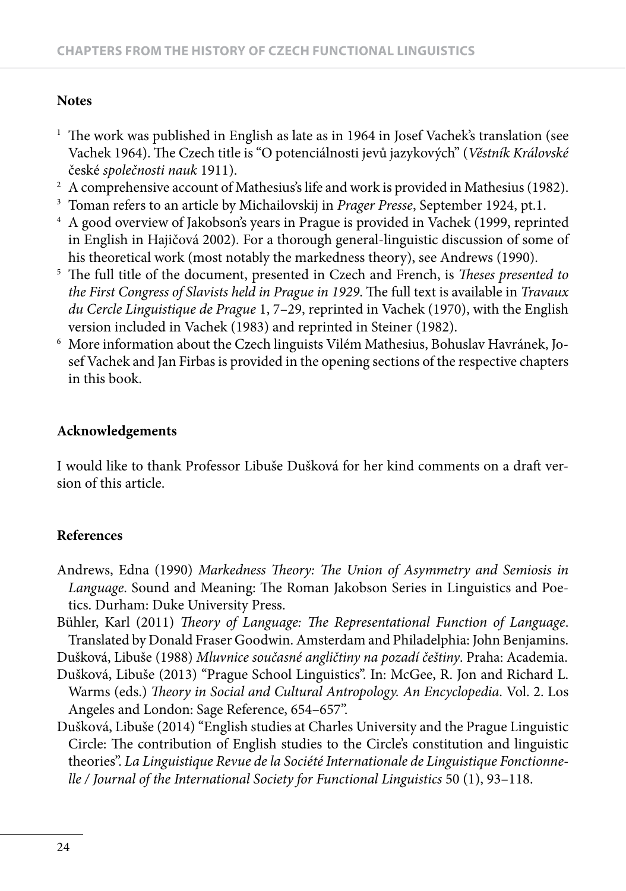## Notes

[1] The work was published in English as late as in 1964 in Josef Vachek's translation (see Vachek 1964). The Czech title is "O potenciálnosti jevů jazykových" (*Věstník Královské* české *společnosti nauk* 1911).

[2] A comprehensive account of Mathesius's life and work is provided in Mathesius (1982).

[3] Toman refers to an article by Michailovskij in *Prager Presse*, September 1924, pt.1.

[4] A good overview of Jakobson's years in Prague is provided in Vachek (1999, reprinted in English in Hajičová 2002). For a thorough general-linguistic discussion of some of his theoretical work (most notably the markedness theory), see Andrews (1990).

[5] The full title of the document, presented in Czech and French, is *Theses presented to the First Congress of Slavists held in Prague in 1929*. The full text is available in *Travaux du Cercle Linguistique de Prague* 1, 7–29, reprinted in Vachek (1970), with the English version included in Vachek (1983) and reprinted in Steiner (1982).

[6] More information about the Czech linguists Vilém Mathesius, Bohuslav Havránek, Josef Vachek and Jan Firbas is provided in the opening sections of the respective chapters in this book.

## Acknowledgements

I would like to thank Professor Libuše Dušková for her kind comments on a draft version of this article.

## References

Andrews, Edna (1990) *Markedness Theory: The Union of Asymmetry and Semiosis in Language*. Sound and Meaning: The Roman Jakobson Series in Linguistics and Poetics. Durham: Duke University Press.

Bühler, Karl (2011) *Theory of Language: The Representational Function of Language*. Translated by Donald Fraser Goodwin. Amsterdam and Philadelphia: John Benjamins.

Dušková, Libuše (1988) *Mluvnice současné angličtiny na pozadí češtiny*. Praha: Academia.

Dušková, Libuše (2013) "Prague School Linguistics". In: McGee, R. Jon and Richard L. Warms (eds.) *Theory in Social and Cultural Antropology. An Encyclopedia*. Vol. 2. Los Angeles and London: Sage Reference, 654–657".

Dušková, Libuše (2014) "English studies at Charles University and the Prague Linguistic Circle: The contribution of English studies to the Circle's constitution and linguistic theories". *La Linguistique Revue de la Société Internationale de Linguistique Fonctionnelle / Journal of the International Society for Functional Linguistics* 50 (1), 93–118.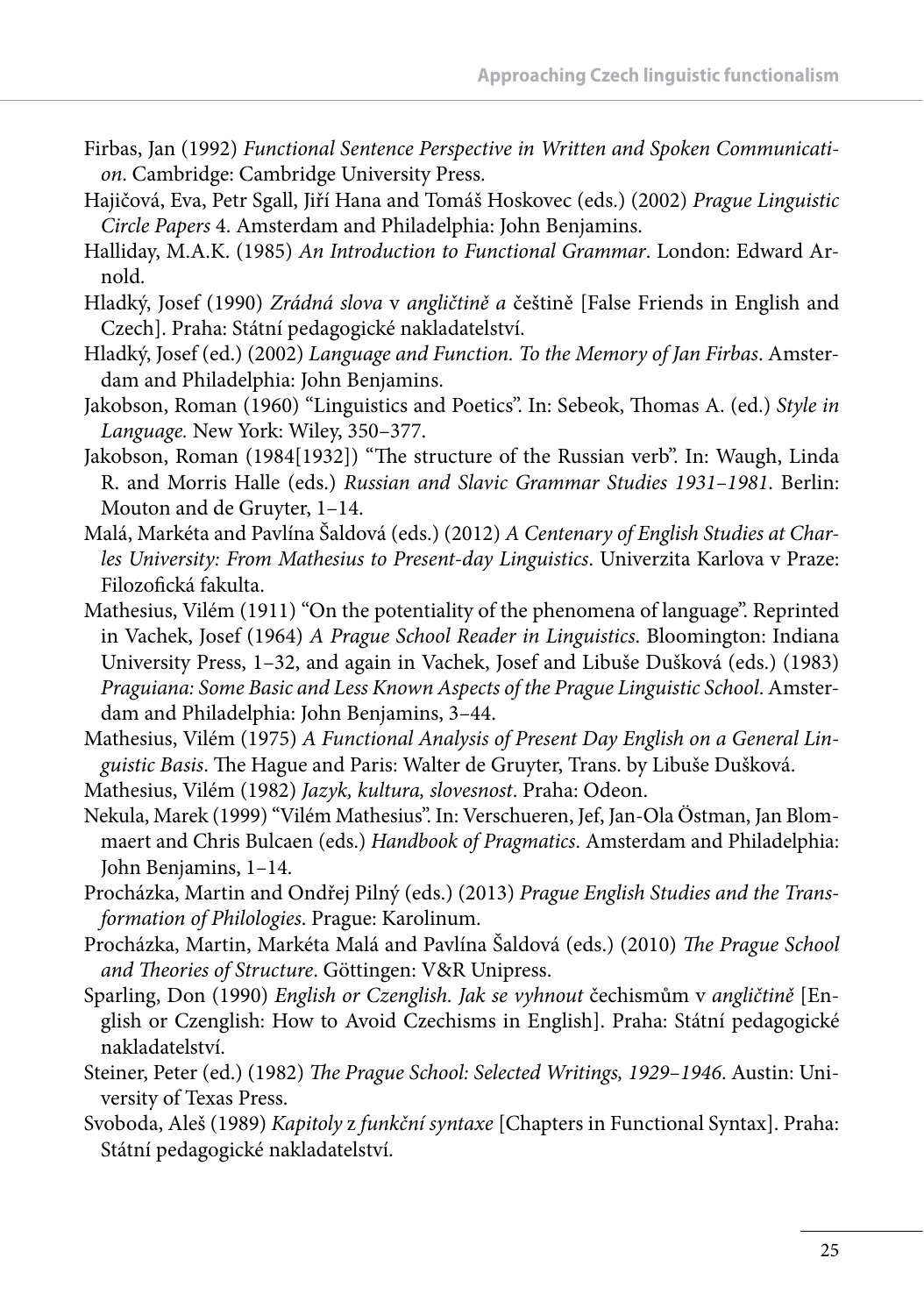Firbas, Jan (1992) *Functional Sentence Perspective in Written and Spoken Communication*. Cambridge: Cambridge University Press.

Hajičová, Eva, Petr Sgall, Jiří Hana and Tomáš Hoskovec (eds.) (2002) *Prague Linguistic Circle Papers* 4. Amsterdam and Philadelphia: John Benjamins.

Halliday, M.A.K. (1985) *An Introduction to Functional Grammar*. London: Edward Arnold.

Hladký, Josef (1990) *Zrádná slova* v *angličtině a* češtině [False Friends in English and Czech]. Praha: Státní pedagogické nakladatelství.

Hladký, Josef (ed.) (2002) *Language and Function. To the Memory of Jan Firbas*. Amsterdam and Philadelphia: John Benjamins.

Jakobson, Roman (1960) "Linguistics and Poetics". In: Sebeok, Thomas A. (ed.) *Style in Language.* New York: Wiley, 350–377.

Jakobson, Roman (1984[1932]) "The structure of the Russian verb". In: Waugh, Linda R. and Morris Halle (eds.) *Russian and Slavic Grammar Studies 1931–1981*. Berlin: Mouton and de Gruyter, 1–14.

Malá, Markéta and Pavlína Šaldová (eds.) (2012) *A Centenary of English Studies at Charles University: From Mathesius to Present-day Linguistics*. Univerzita Karlova v Praze: Filozofická fakulta.

Mathesius, Vilém (1911) "On the potentiality of the phenomena of language". Reprinted in Vachek, Josef (1964) *A Prague School Reader in Linguistics*. Bloomington: Indiana University Press, 1–32, and again in Vachek, Josef and Libuše Dušková (eds.) (1983) *Praguiana: Some Basic and Less Known Aspects of the Prague Linguistic School*. Amsterdam and Philadelphia: John Benjamins, 3–44.

Mathesius, Vilém (1975) *A Functional Analysis of Present Day English on a General Linguistic Basis*. The Hague and Paris: Walter de Gruyter, Trans. by Libuše Dušková.

Mathesius, Vilém (1982) *Jazyk, kultura, slovesnost*. Praha: Odeon.

Nekula, Marek (1999) "Vilém Mathesius". In: Verschueren, Jef, Jan-Ola Östman, Jan Blommaert and Chris Bulcaen (eds.) *Handbook of Pragmatics*. Amsterdam and Philadelphia: John Benjamins, 1–14.

Procházka, Martin and Ondřej Pilný (eds.) (2013) *Prague English Studies and the Transformation of Philologies*. Prague: Karolinum.

Procházka, Martin, Markéta Malá and Pavlína Šaldová (eds.) (2010) *The Prague School and Theories of Structure*. Göttingen: V&R Unipress.

Sparling, Don (1990) *English or Czenglish. Jak se vyhnout* čechismům v *angličtině* [English or Czenglish: How to Avoid Czechisms in English]. Praha: Státní pedagogické nakladatelství.

Steiner, Peter (ed.) (1982) *The Prague School: Selected Writings, 1929–1946*. Austin: University of Texas Press.

Svoboda, Aleš (1989) *Kapitoly* z *funkční syntaxe* [Chapters in Functional Syntax]. Praha: Státní pedagogické nakladatelství.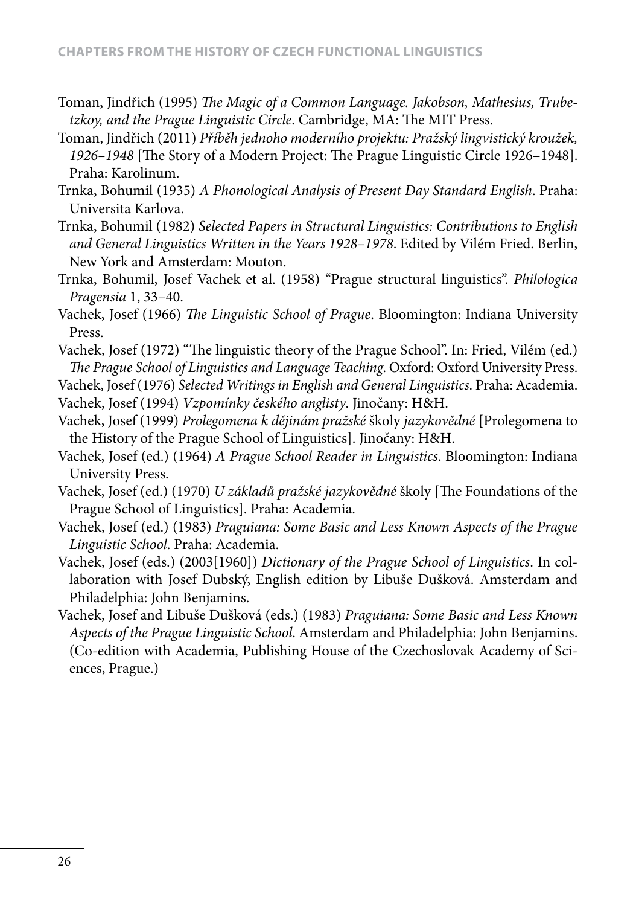Toman, Jindřich (1995) *The Magic of a Common Language. Jakobson, Mathesius, Trubetzkoy, and the Prague Linguistic Circle*. Cambridge, MA: The MIT Press.

Toman, Jindřich (2011) *Příběh jednoho moderního projektu: Pražský lingvistický kroužek, 1926–1948* [The Story of a Modern Project: The Prague Linguistic Circle 1926–1948]. Praha: Karolinum.

Trnka, Bohumil (1935) *A Phonological Analysis of Present Day Standard English*. Praha: Universita Karlova.

Trnka, Bohumil (1982) *Selected Papers in Structural Linguistics: Contributions to English and General Linguistics Written in the Years 1928–1978*. Edited by Vilém Fried. Berlin, New York and Amsterdam: Mouton.

Trnka, Bohumil, Josef Vachek et al. (1958) "Prague structural linguistics". *Philologica Pragensia* 1, 33–40.

Vachek, Josef (1966) *The Linguistic School of Prague*. Bloomington: Indiana University Press.

Vachek, Josef (1972) "The linguistic theory of the Prague School". In: Fried, Vilém (ed.) *The Prague School of Linguistics and Language Teaching*. Oxford: Oxford University Press.

Vachek, Josef (1976) *Selected Writings in English and General Linguistics*. Praha: Academia.

Vachek, Josef (1994) *Vzpomínky českého anglisty*. Jinočany: H&H.

Vachek, Josef (1999) *Prolegomena k dějinám pražské* školy *jazykovědné* [Prolegomena to the History of the Prague School of Linguistics]. Jinočany: H&H.

Vachek, Josef (ed.) (1964) *A Prague School Reader in Linguistics*. Bloomington: Indiana University Press.

Vachek, Josef (ed.) (1970) *U základů pražské jazykovědné* školy [The Foundations of the Prague School of Linguistics]. Praha: Academia.

Vachek, Josef (ed.) (1983) *Praguiana: Some Basic and Less Known Aspects of the Prague Linguistic School*. Praha: Academia.

Vachek, Josef (eds.) (2003[1960]) *Dictionary of the Prague School of Linguistics*. In collaboration with Josef Dubský, English edition by Libuše Dušková. Amsterdam and Philadelphia: John Benjamins.

Vachek, Josef and Libuše Dušková (eds.) (1983) *Praguiana: Some Basic and Less Known Aspects of the Prague Linguistic School*. Amsterdam and Philadelphia: John Benjamins. (Co-edition with Academia, Publishing House of the Czechoslovak Academy of Sciences, Prague.)